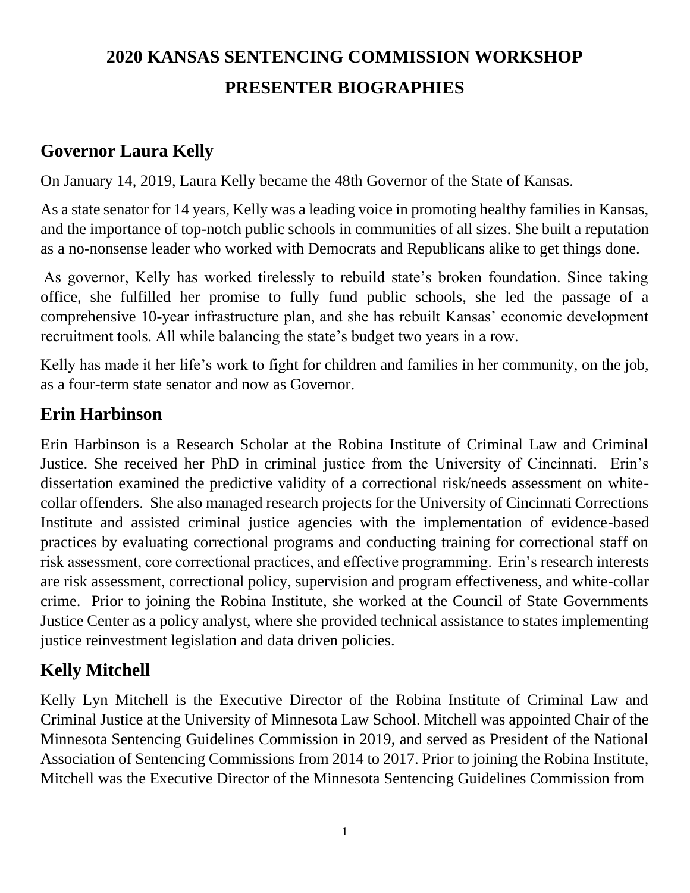# 2020 KANSAS SENTENCING COMMISSION WORKSHOP
# PRESENTER BIOGRAPHIES

## Governor Laura Kelly

On January 14, 2019, Laura Kelly became the 48th Governor of the State of Kansas.

As a state senator for 14 years, Kelly was a leading voice in promoting healthy families in Kansas, and the importance of top-notch public schools in communities of all sizes. She built a reputation as a no-nonsense leader who worked with Democrats and Republicans alike to get things done.

As governor, Kelly has worked tirelessly to rebuild state's broken foundation. Since taking office, she fulfilled her promise to fully fund public schools, she led the passage of a comprehensive 10-year infrastructure plan, and she has rebuilt Kansas' economic development recruitment tools. All while balancing the state's budget two years in a row.

Kelly has made it her life's work to fight for children and families in her community, on the job, as a four-term state senator and now as Governor.

## Erin Harbinson

Erin Harbinson is a Research Scholar at the Robina Institute of Criminal Law and Criminal Justice. She received her PhD in criminal justice from the University of Cincinnati. Erin's dissertation examined the predictive validity of a correctional risk/needs assessment on white-collar offenders. She also managed research projects for the University of Cincinnati Corrections Institute and assisted criminal justice agencies with the implementation of evidence-based practices by evaluating correctional programs and conducting training for correctional staff on risk assessment, core correctional practices, and effective programming. Erin's research interests are risk assessment, correctional policy, supervision and program effectiveness, and white-collar crime. Prior to joining the Robina Institute, she worked at the Council of State Governments Justice Center as a policy analyst, where she provided technical assistance to states implementing justice reinvestment legislation and data driven policies.

## Kelly Mitchell

Kelly Lyn Mitchell is the Executive Director of the Robina Institute of Criminal Law and Criminal Justice at the University of Minnesota Law School. Mitchell was appointed Chair of the Minnesota Sentencing Guidelines Commission in 2019, and served as President of the National Association of Sentencing Commissions from 2014 to 2017. Prior to joining the Robina Institute, Mitchell was the Executive Director of the Minnesota Sentencing Guidelines Commission from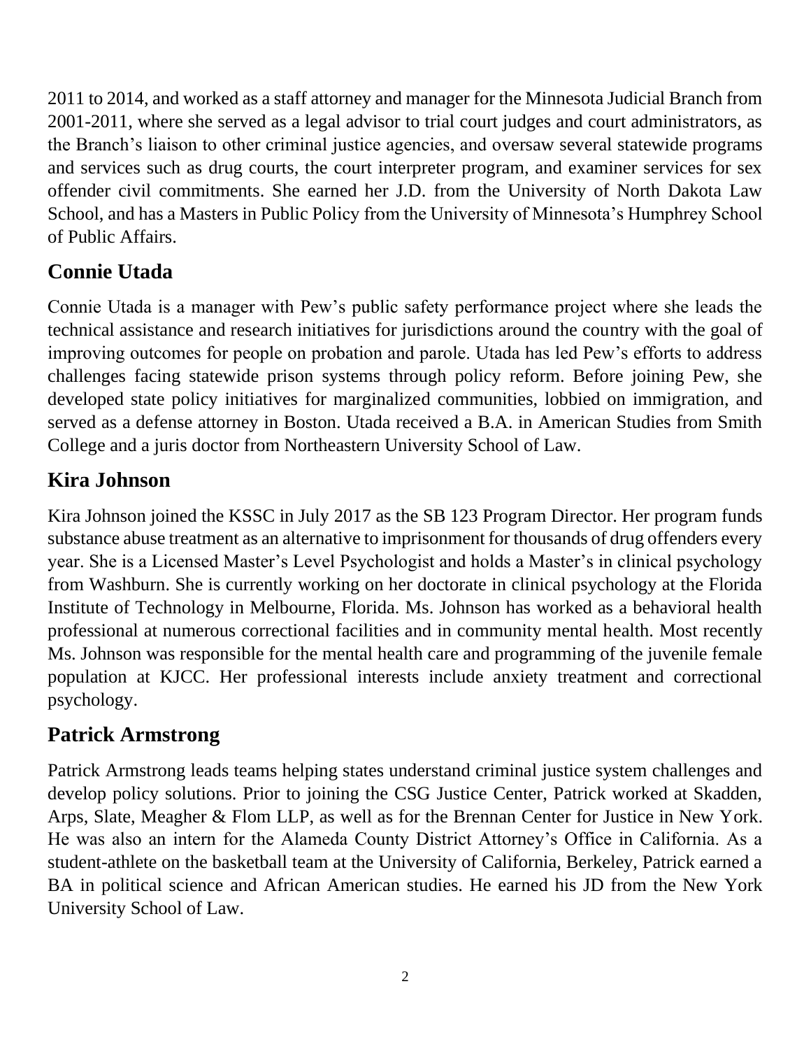2011 to 2014, and worked as a staff attorney and manager for the Minnesota Judicial Branch from 2001-2011, where she served as a legal advisor to trial court judges and court administrators, as the Branch's liaison to other criminal justice agencies, and oversaw several statewide programs and services such as drug courts, the court interpreter program, and examiner services for sex offender civil commitments. She earned her J.D. from the University of North Dakota Law School, and has a Masters in Public Policy from the University of Minnesota's Humphrey School of Public Affairs.

## Connie Utada

Connie Utada is a manager with Pew's public safety performance project where she leads the technical assistance and research initiatives for jurisdictions around the country with the goal of improving outcomes for people on probation and parole. Utada has led Pew's efforts to address challenges facing statewide prison systems through policy reform. Before joining Pew, she developed state policy initiatives for marginalized communities, lobbied on immigration, and served as a defense attorney in Boston. Utada received a B.A. in American Studies from Smith College and a juris doctor from Northeastern University School of Law.

## Kira Johnson

Kira Johnson joined the KSSC in July 2017 as the SB 123 Program Director. Her program funds substance abuse treatment as an alternative to imprisonment for thousands of drug offenders every year. She is a Licensed Master's Level Psychologist and holds a Master's in clinical psychology from Washburn. She is currently working on her doctorate in clinical psychology at the Florida Institute of Technology in Melbourne, Florida. Ms. Johnson has worked as a behavioral health professional at numerous correctional facilities and in community mental health. Most recently Ms. Johnson was responsible for the mental health care and programming of the juvenile female population at KJCC. Her professional interests include anxiety treatment and correctional psychology.

## Patrick Armstrong

Patrick Armstrong leads teams helping states understand criminal justice system challenges and develop policy solutions. Prior to joining the CSG Justice Center, Patrick worked at Skadden, Arps, Slate, Meagher & Flom LLP, as well as for the Brennan Center for Justice in New York. He was also an intern for the Alameda County District Attorney's Office in California. As a student-athlete on the basketball team at the University of California, Berkeley, Patrick earned a BA in political science and African American studies. He earned his JD from the New York University School of Law.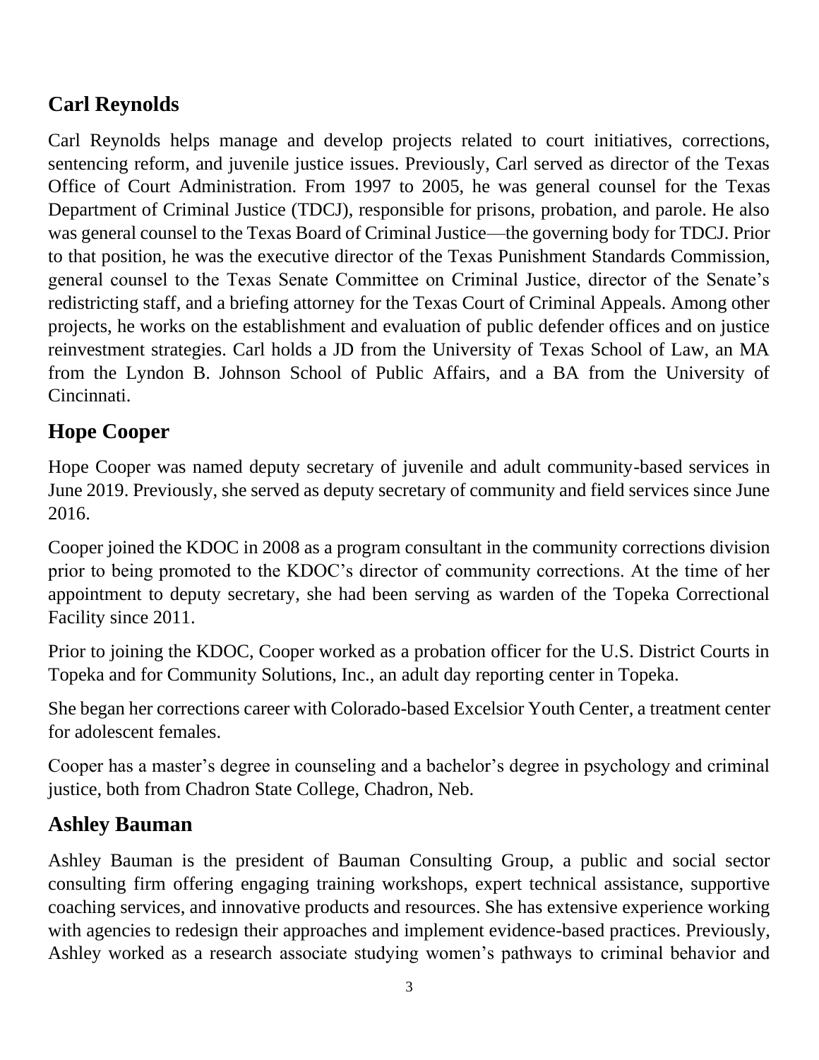## Carl Reynolds

Carl Reynolds helps manage and develop projects related to court initiatives, corrections, sentencing reform, and juvenile justice issues. Previously, Carl served as director of the Texas Office of Court Administration. From 1997 to 2005, he was general counsel for the Texas Department of Criminal Justice (TDCJ), responsible for prisons, probation, and parole. He also was general counsel to the Texas Board of Criminal Justice—the governing body for TDCJ. Prior to that position, he was the executive director of the Texas Punishment Standards Commission, general counsel to the Texas Senate Committee on Criminal Justice, director of the Senate's redistricting staff, and a briefing attorney for the Texas Court of Criminal Appeals. Among other projects, he works on the establishment and evaluation of public defender offices and on justice reinvestment strategies. Carl holds a JD from the University of Texas School of Law, an MA from the Lyndon B. Johnson School of Public Affairs, and a BA from the University of Cincinnati.

## Hope Cooper

Hope Cooper was named deputy secretary of juvenile and adult community-based services in June 2019. Previously, she served as deputy secretary of community and field services since June 2016.

Cooper joined the KDOC in 2008 as a program consultant in the community corrections division prior to being promoted to the KDOC's director of community corrections. At the time of her appointment to deputy secretary, she had been serving as warden of the Topeka Correctional Facility since 2011.

Prior to joining the KDOC, Cooper worked as a probation officer for the U.S. District Courts in Topeka and for Community Solutions, Inc., an adult day reporting center in Topeka.

She began her corrections career with Colorado-based Excelsior Youth Center, a treatment center for adolescent females.

Cooper has a master's degree in counseling and a bachelor's degree in psychology and criminal justice, both from Chadron State College, Chadron, Neb.

## Ashley Bauman

Ashley Bauman is the president of Bauman Consulting Group, a public and social sector consulting firm offering engaging training workshops, expert technical assistance, supportive coaching services, and innovative products and resources. She has extensive experience working with agencies to redesign their approaches and implement evidence-based practices. Previously, Ashley worked as a research associate studying women's pathways to criminal behavior and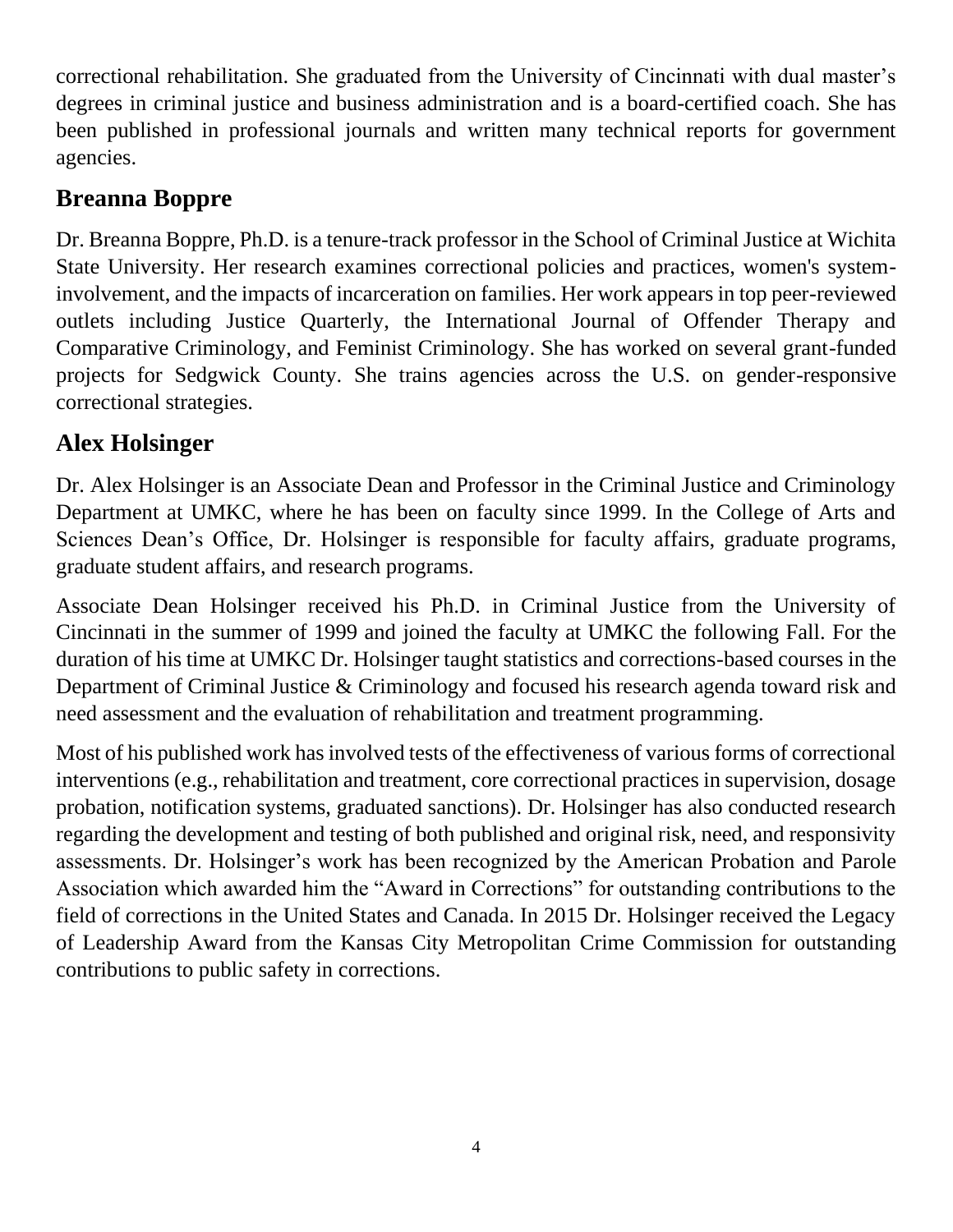correctional rehabilitation. She graduated from the University of Cincinnati with dual master's degrees in criminal justice and business administration and is a board-certified coach. She has been published in professional journals and written many technical reports for government agencies.

## Breanna Boppre

Dr. Breanna Boppre, Ph.D. is a tenure-track professor in the School of Criminal Justice at Wichita State University. Her research examines correctional policies and practices, women's system-involvement, and the impacts of incarceration on families. Her work appears in top peer-reviewed outlets including Justice Quarterly, the International Journal of Offender Therapy and Comparative Criminology, and Feminist Criminology. She has worked on several grant-funded projects for Sedgwick County. She trains agencies across the U.S. on gender-responsive correctional strategies.

## Alex Holsinger

Dr. Alex Holsinger is an Associate Dean and Professor in the Criminal Justice and Criminology Department at UMKC, where he has been on faculty since 1999. In the College of Arts and Sciences Dean's Office, Dr. Holsinger is responsible for faculty affairs, graduate programs, graduate student affairs, and research programs.

Associate Dean Holsinger received his Ph.D. in Criminal Justice from the University of Cincinnati in the summer of 1999 and joined the faculty at UMKC the following Fall. For the duration of his time at UMKC Dr. Holsinger taught statistics and corrections-based courses in the Department of Criminal Justice & Criminology and focused his research agenda toward risk and need assessment and the evaluation of rehabilitation and treatment programming.

Most of his published work has involved tests of the effectiveness of various forms of correctional interventions (e.g., rehabilitation and treatment, core correctional practices in supervision, dosage probation, notification systems, graduated sanctions). Dr. Holsinger has also conducted research regarding the development and testing of both published and original risk, need, and responsivity assessments. Dr. Holsinger's work has been recognized by the American Probation and Parole Association which awarded him the "Award in Corrections" for outstanding contributions to the field of corrections in the United States and Canada. In 2015 Dr. Holsinger received the Legacy of Leadership Award from the Kansas City Metropolitan Crime Commission for outstanding contributions to public safety in corrections.